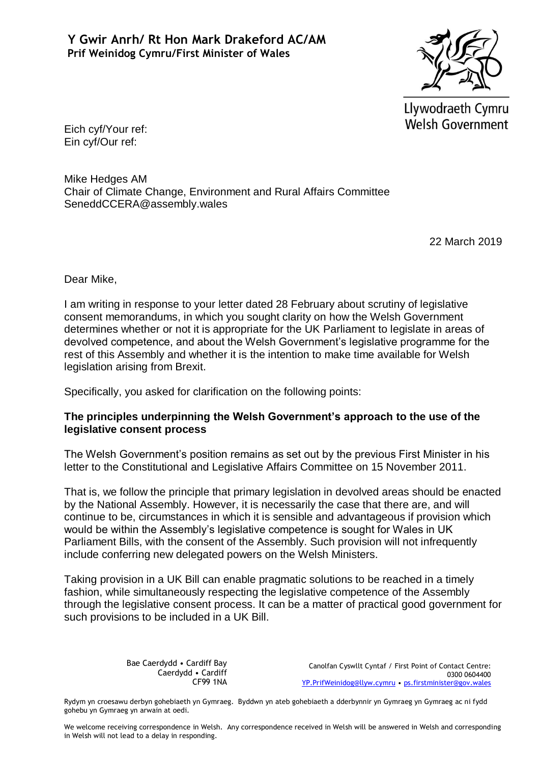**Y Gwir Anrh/ Rt Hon Mark Drakeford AC/AM**
**Prif Weinidog Cymru/First Minister of Wales**

Llywodraeth Cymru
Welsh Government

Eich cyf/Your ref:
Ein cyf/Our ref:

Mike Hedges AM
Chair of Climate Change, Environment and Rural Affairs Committee
SeneddCCERA@assembly.wales

22 March 2019

Dear Mike,

I am writing in response to your letter dated 28 February about scrutiny of legislative consent memorandums, in which you sought clarity on how the Welsh Government determines whether or not it is appropriate for the UK Parliament to legislate in areas of devolved competence, and about the Welsh Government's legislative programme for the rest of this Assembly and whether it is the intention to make time available for Welsh legislation arising from Brexit.

Specifically, you asked for clarification on the following points:

**The principles underpinning the Welsh Government's approach to the use of the legislative consent process**

The Welsh Government's position remains as set out by the previous First Minister in his letter to the Constitutional and Legislative Affairs Committee on 15 November 2011.

That is, we follow the principle that primary legislation in devolved areas should be enacted by the National Assembly. However, it is necessarily the case that there are, and will continue to be, circumstances in which it is sensible and advantageous if provision which would be within the Assembly's legislative competence is sought for Wales in UK Parliament Bills, with the consent of the Assembly. Such provision will not infrequently include conferring new delegated powers on the Welsh Ministers.

Taking provision in a UK Bill can enable pragmatic solutions to be reached in a timely fashion, while simultaneously respecting the legislative competence of the Assembly through the legislative consent process. It can be a matter of practical good government for such provisions to be included in a UK Bill.

Bae Caerdydd • Cardiff Bay
Caerdydd • Cardiff
CF99 1NA

Canolfan Cyswllt Cyntaf / First Point of Contact Centre:
0300 0604400
YP.PrifWeinidog@llyw.cymru • ps.firstminister@gov.wales

Rydym yn croesawu derbyn gohebiaeth yn Gymraeg. Byddwn yn ateb gohebiaeth a dderbynnir yn Gymraeg yn Gymraeg ac ni fydd gohebu yn Gymraeg yn arwain at oedi.

We welcome receiving correspondence in Welsh. Any correspondence received in Welsh will be answered in Welsh and corresponding in Welsh will not lead to a delay in responding.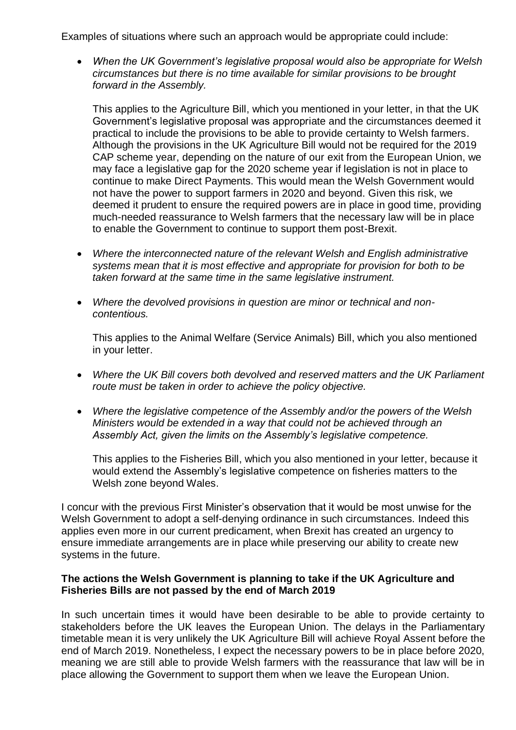Examples of situations where such an approach would be appropriate could include:

- *When the UK Government's legislative proposal would also be appropriate for Welsh circumstances but there is no time available for similar provisions to be brought forward in the Assembly.*

  This applies to the Agriculture Bill, which you mentioned in your letter, in that the UK Government's legislative proposal was appropriate and the circumstances deemed it practical to include the provisions to be able to provide certainty to Welsh farmers. Although the provisions in the UK Agriculture Bill would not be required for the 2019 CAP scheme year, depending on the nature of our exit from the European Union, we may face a legislative gap for the 2020 scheme year if legislation is not in place to continue to make Direct Payments. This would mean the Welsh Government would not have the power to support farmers in 2020 and beyond. Given this risk, we deemed it prudent to ensure the required powers are in place in good time, providing much-needed reassurance to Welsh farmers that the necessary law will be in place to enable the Government to continue to support them post-Brexit.

- *Where the interconnected nature of the relevant Welsh and English administrative systems mean that it is most effective and appropriate for provision for both to be taken forward at the same time in the same legislative instrument.*

- *Where the devolved provisions in question are minor or technical and non-contentious.*

  This applies to the Animal Welfare (Service Animals) Bill, which you also mentioned in your letter.

- *Where the UK Bill covers both devolved and reserved matters and the UK Parliament route must be taken in order to achieve the policy objective.*

- *Where the legislative competence of the Assembly and/or the powers of the Welsh Ministers would be extended in a way that could not be achieved through an Assembly Act, given the limits on the Assembly's legislative competence.*

  This applies to the Fisheries Bill, which you also mentioned in your letter, because it would extend the Assembly's legislative competence on fisheries matters to the Welsh zone beyond Wales.

I concur with the previous First Minister's observation that it would be most unwise for the Welsh Government to adopt a self-denying ordinance in such circumstances. Indeed this applies even more in our current predicament, when Brexit has created an urgency to ensure immediate arrangements are in place while preserving our ability to create new systems in the future.

**The actions the Welsh Government is planning to take if the UK Agriculture and Fisheries Bills are not passed by the end of March 2019**

In such uncertain times it would have been desirable to be able to provide certainty to stakeholders before the UK leaves the European Union. The delays in the Parliamentary timetable mean it is very unlikely the UK Agriculture Bill will achieve Royal Assent before the end of March 2019. Nonetheless, I expect the necessary powers to be in place before 2020, meaning we are still able to provide Welsh farmers with the reassurance that law will be in place allowing the Government to support them when we leave the European Union.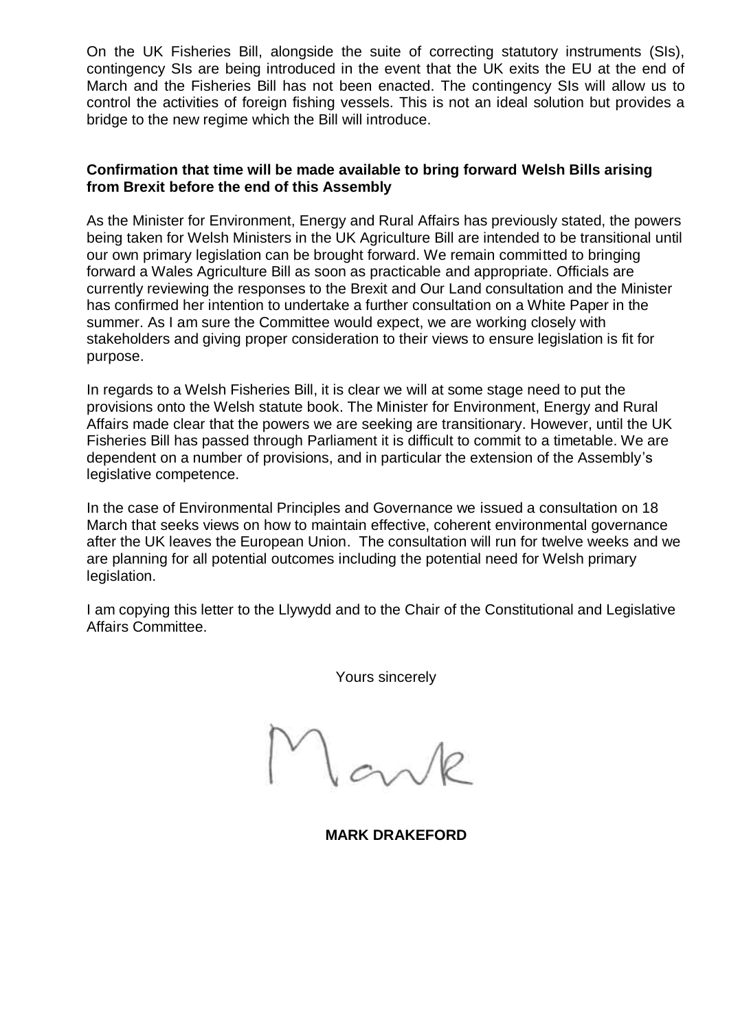On the UK Fisheries Bill, alongside the suite of correcting statutory instruments (SIs), contingency SIs are being introduced in the event that the UK exits the EU at the end of March and the Fisheries Bill has not been enacted. The contingency SIs will allow us to control the activities of foreign fishing vessels. This is not an ideal solution but provides a bridge to the new regime which the Bill will introduce.

**Confirmation that time will be made available to bring forward Welsh Bills arising from Brexit before the end of this Assembly**

As the Minister for Environment, Energy and Rural Affairs has previously stated, the powers being taken for Welsh Ministers in the UK Agriculture Bill are intended to be transitional until our own primary legislation can be brought forward. We remain committed to bringing forward a Wales Agriculture Bill as soon as practicable and appropriate. Officials are currently reviewing the responses to the Brexit and Our Land consultation and the Minister has confirmed her intention to undertake a further consultation on a White Paper in the summer. As I am sure the Committee would expect, we are working closely with stakeholders and giving proper consideration to their views to ensure legislation is fit for purpose.

In regards to a Welsh Fisheries Bill, it is clear we will at some stage need to put the provisions onto the Welsh statute book. The Minister for Environment, Energy and Rural Affairs made clear that the powers we are seeking are transitionary. However, until the UK Fisheries Bill has passed through Parliament it is difficult to commit to a timetable. We are dependent on a number of provisions, and in particular the extension of the Assembly's legislative competence.

In the case of Environmental Principles and Governance we issued a consultation on 18 March that seeks views on how to maintain effective, coherent environmental governance after the UK leaves the European Union. The consultation will run for twelve weeks and we are planning for all potential outcomes including the potential need for Welsh primary legislation.

I am copying this letter to the Llywydd and to the Chair of the Constitutional and Legislative Affairs Committee.

Yours sincerely

Mark

**MARK DRAKEFORD**